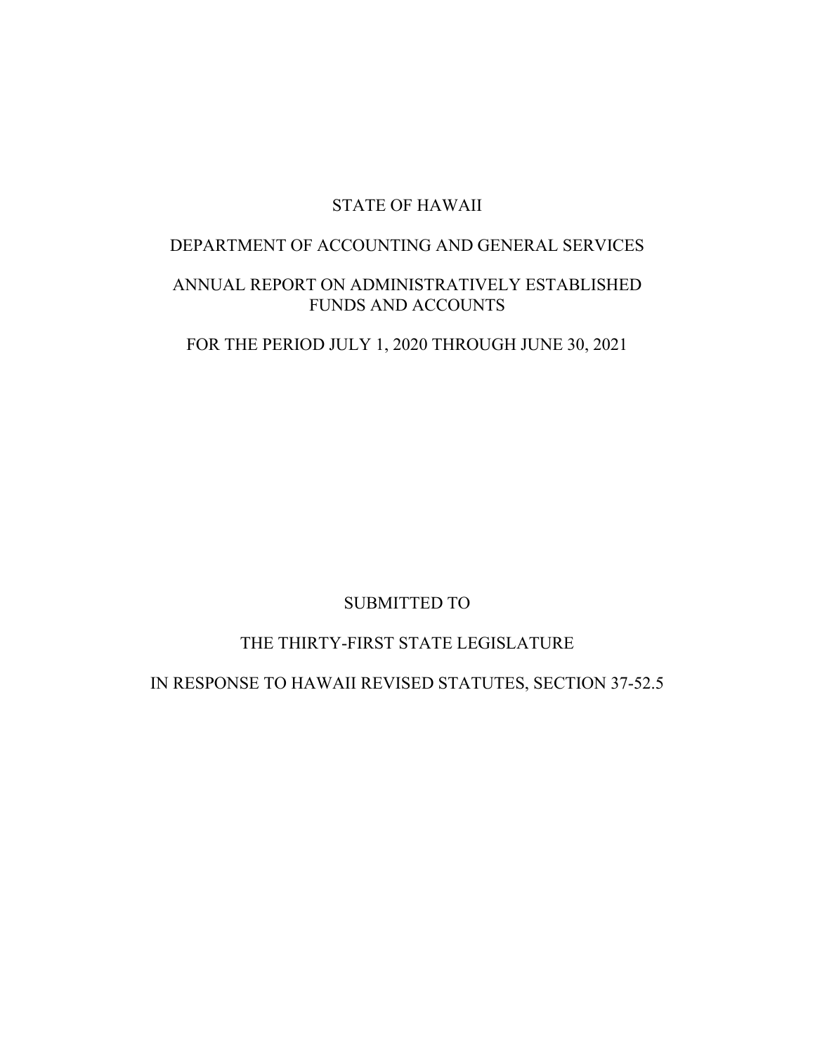# STATE OF HAWAII

## DEPARTMENT OF ACCOUNTING AND GENERAL SERVICES

## ANNUAL REPORT ON ADMINISTRATIVELY ESTABLISHED FUNDS AND ACCOUNTS

## FOR THE PERIOD JULY 1, 2020 THROUGH JUNE 30, 2021

SUBMITTED TO

THE THIRTY-FIRST STATE LEGISLATURE

IN RESPONSE TO HAWAII REVISED STATUTES, SECTION 37-52.5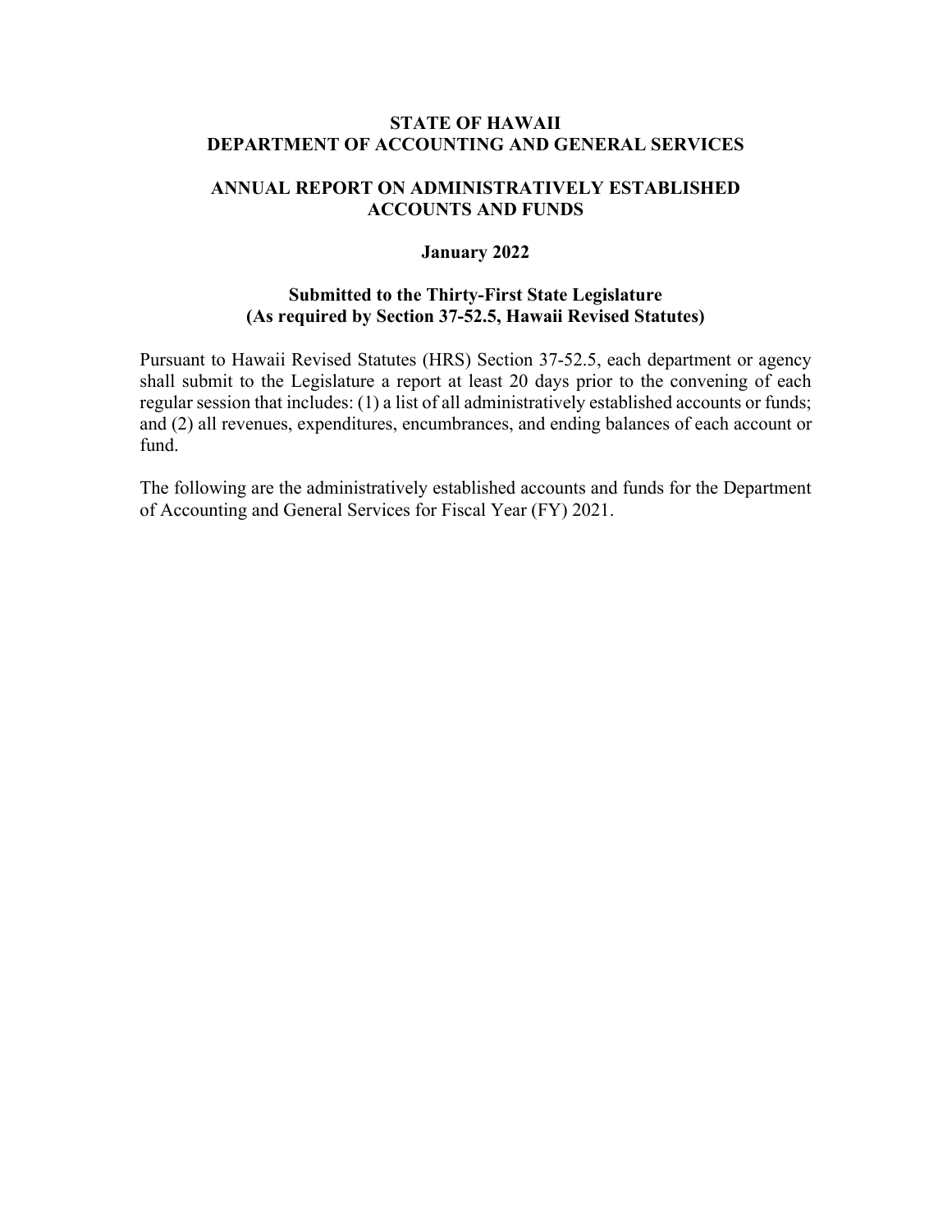**STATE OF HAWAII**
**DEPARTMENT OF ACCOUNTING AND GENERAL SERVICES**

**ANNUAL REPORT ON ADMINISTRATIVELY ESTABLISHED ACCOUNTS AND FUNDS**

**January 2022**

**Submitted to the Thirty-First State Legislature (As required by Section 37-52.5, Hawaii Revised Statutes)**

Pursuant to Hawaii Revised Statutes (HRS) Section 37-52.5, each department or agency shall submit to the Legislature a report at least 20 days prior to the convening of each regular session that includes: (1) a list of all administratively established accounts or funds; and (2) all revenues, expenditures, encumbrances, and ending balances of each account or fund.

The following are the administratively established accounts and funds for the Department of Accounting and General Services for Fiscal Year (FY) 2021.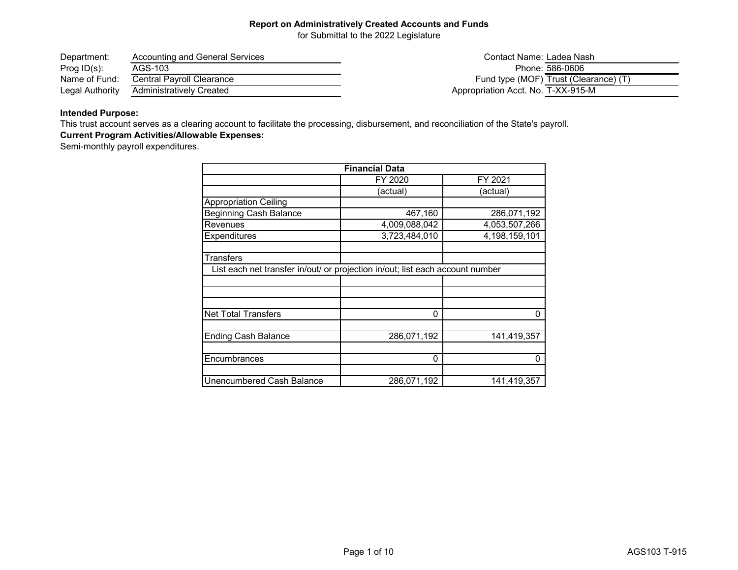**Report on Administratively Created Accounts and Funds**
for Submittal to the 2022 Legislature

| | | | |
|---|---|---|---|
| Department: | Accounting and General Services | Contact Name: | Ladea Nash |
| Prog ID(s): | AGS-103 | Phone: | 586-0606 |
| Name of Fund: | Central Payroll Clearance | Fund type (MOF) | Trust (Clearance) (T) |
| Legal Authority | Administratively Created | Appropriation Acct. No. | T-XX-915-M |

**Intended Purpose:**
This trust account serves as a clearing account to facilitate the processing, disbursement, and reconciliation of the State's payroll.

**Current Program Activities/Allowable Expenses:**
Semi-monthly payroll expenditures.

| Financial Data | | |
|---|---|---|
| | FY 2020 | FY 2021 |
| | (actual) | (actual) |
| Appropriation Ceiling | | |
| Beginning Cash Balance | 467,160 | 286,071,192 |
| Revenues | 4,009,088,042 | 4,053,507,266 |
| Expenditures | 3,723,484,010 | 4,198,159,101 |
| | | |
| Transfers | | |
| List each net transfer in/out/ or projection in/out; list each account number | | |
| | | |
| | | |
| | | |
| Net Total Transfers | 0 | 0 |
| | | |
| Ending Cash Balance | 286,071,192 | 141,419,357 |
| | | |
| Encumbrances | 0 | 0 |
| | | |
| Unencumbered Cash Balance | 286,071,192 | 141,419,357 |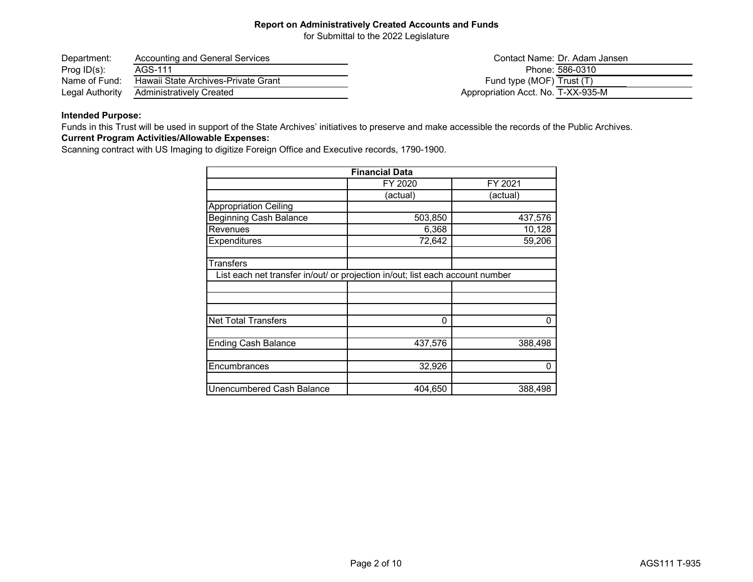**Report on Administratively Created Accounts and Funds**
for Submittal to the 2022 Legislature

| | | | |
|---|---|---|---|
| Department: | Accounting and General Services | Contact Name: | Dr. Adam Jansen |
| Prog ID(s): | AGS-111 | Phone: | 586-0310 |
| Name of Fund: | Hawaii State Archives-Private Grant | Fund type (MOF) | Trust (T) |
| Legal Authority | Administratively Created | Appropriation Acct. No. | T-XX-935-M |

**Intended Purpose:**
Funds in this Trust will be used in support of the State Archives' initiatives to preserve and make accessible the records of the Public Archives.

**Current Program Activities/Allowable Expenses:**
Scanning contract with US Imaging to digitize Foreign Office and Executive records, 1790-1900.

| Financial Data | | |
|---|---|---|
| | FY 2020 | FY 2021 |
| | (actual) | (actual) |
| Appropriation Ceiling | | |
| Beginning Cash Balance | 503,850 | 437,576 |
| Revenues | 6,368 | 10,128 |
| Expenditures | 72,642 | 59,206 |
| | | |
| Transfers | | |
| List each net transfer in/out/ or projection in/out; list each account number | | |
| | | |
| | | |
| | | |
| Net Total Transfers | 0 | 0 |
| | | |
| Ending Cash Balance | 437,576 | 388,498 |
| | | |
| Encumbrances | 32,926 | 0 |
| | | |
| Unencumbered Cash Balance | 404,650 | 388,498 |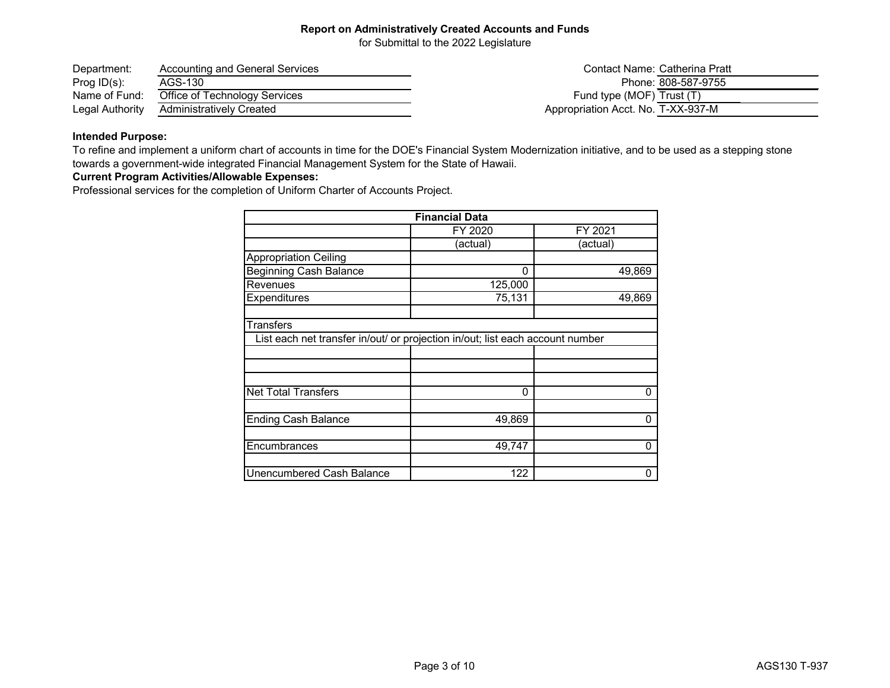**Report on Administratively Created Accounts and Funds**
for Submittal to the 2022 Legislature

| | | | |
|---|---|---|---|
| Department: | Accounting and General Services | Contact Name: | Catherina Pratt |
| Prog ID(s): | AGS-130 | Phone: | 808-587-9755 |
| Name of Fund: | Office of Technology Services | Fund type (MOF) | Trust (T) |
| Legal Authority | Administratively Created | Appropriation Acct. No. | T-XX-937-M |

**Intended Purpose:**
To refine and implement a uniform chart of accounts in time for the DOE's Financial System Modernization initiative, and to be used as a stepping stone towards a government-wide integrated Financial Management System for the State of Hawaii.

**Current Program Activities/Allowable Expenses:**
Professional services for the completion of Uniform Charter of Accounts Project.

| Financial Data | | |
|---|---|---|
| | FY 2020 | FY 2021 |
| | (actual) | (actual) |
| Appropriation Ceiling | | |
| Beginning Cash Balance | 0 | 49,869 |
| Revenues | 125,000 | |
| Expenditures | 75,131 | 49,869 |
| | | |
| Transfers | | |
| List each net transfer in/out/ or projection in/out; list each account number | | |
| | | |
| | | |
| | | |
| Net Total Transfers | 0 | 0 |
| | | |
| Ending Cash Balance | 49,869 | 0 |
| | | |
| Encumbrances | 49,747 | 0 |
| | | |
| Unencumbered Cash Balance | 122 | 0 |

AGS130 T-937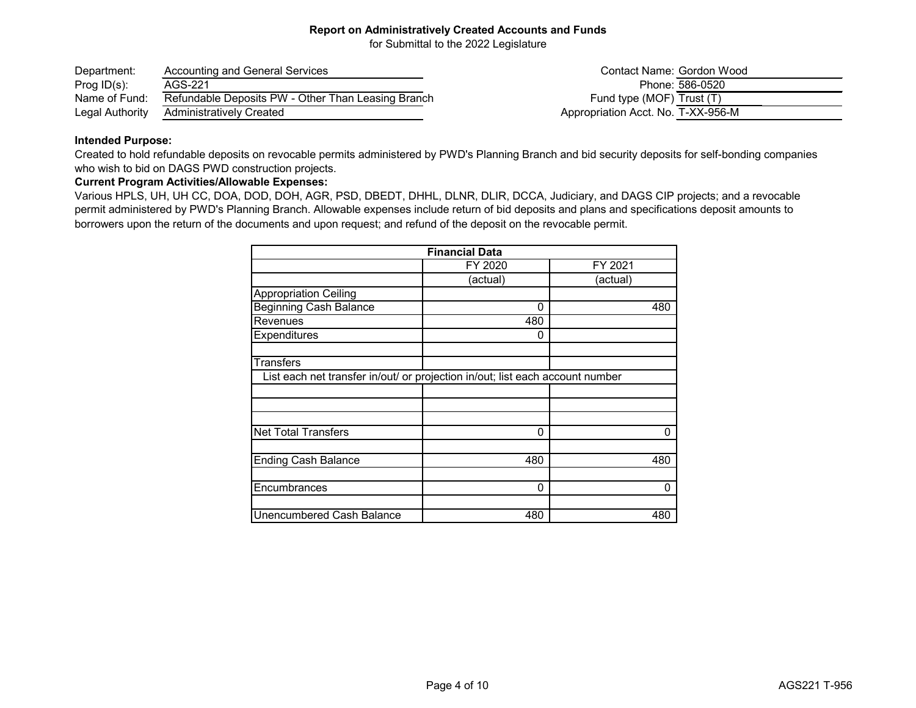**Report on Administratively Created Accounts and Funds**
for Submittal to the 2022 Legislature

| | | | |
|---|---|---|---|
| Department: | Accounting and General Services | Contact Name: | Gordon Wood |
| Prog ID(s): | AGS-221 | Phone: | 586-0520 |
| Name of Fund: | Refundable Deposits PW - Other Than Leasing Branch | Fund type (MOF) | Trust (T) |
| Legal Authority | Administratively Created | Appropriation Acct. No. | T-XX-956-M |

**Intended Purpose:**
Created to hold refundable deposits on revocable permits administered by PWD's Planning Branch and bid security deposits for self-bonding companies who wish to bid on DAGS PWD construction projects.

**Current Program Activities/Allowable Expenses:**
Various HPLS, UH, UH CC, DOA, DOD, DOH, AGR, PSD, DBEDT, DHHL, DLNR, DLIR, DCCA, Judiciary, and DAGS CIP projects; and a revocable permit administered by PWD's Planning Branch. Allowable expenses include return of bid deposits and plans and specifications deposit amounts to borrowers upon the return of the documents and upon request; and refund of the deposit on the revocable permit.

| Financial Data | | |
|---|---|---|
| | FY 2020 | FY 2021 |
| | (actual) | (actual) |
| Appropriation Ceiling | | |
| Beginning Cash Balance | 0 | 480 |
| Revenues | 480 | |
| Expenditures | 0 | |
| | | |
| Transfers | | |
| List each net transfer in/out/ or projection in/out; list each account number | | |
| | | |
| | | |
| | | |
| Net Total Transfers | 0 | 0 |
| | | |
| Ending Cash Balance | 480 | 480 |
| | | |
| Encumbrances | 0 | 0 |
| | | |
| Unencumbered Cash Balance | 480 | 480 |

AGS221 T-956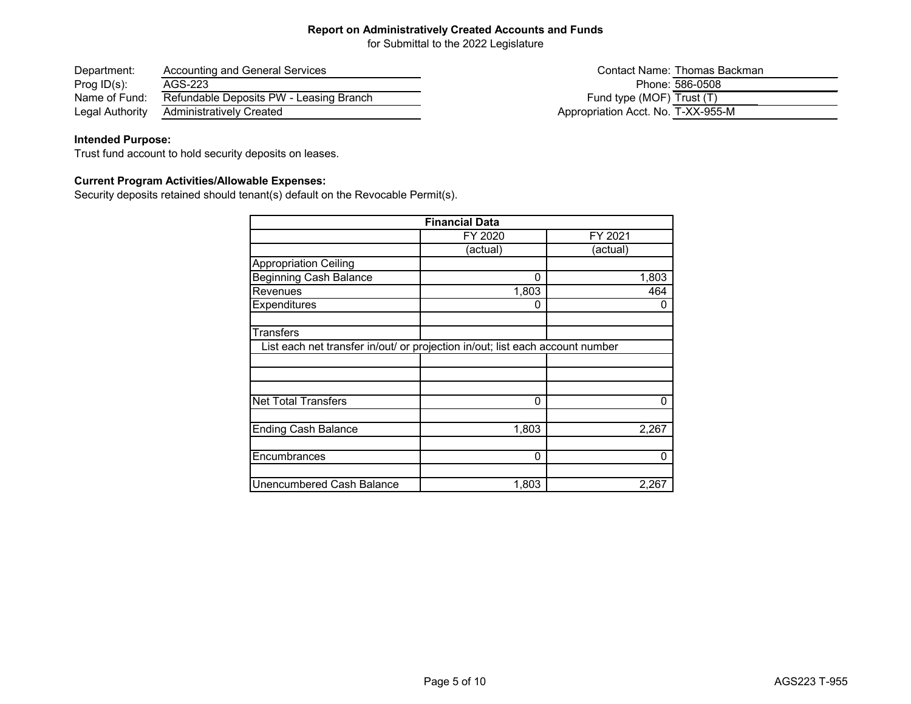**Report on Administratively Created Accounts and Funds**
for Submittal to the 2022 Legislature

| | | | |
|---|---|---|---|
| Department: | Accounting and General Services | Contact Name: | Thomas Backman |
| Prog ID(s): | AGS-223 | Phone: | 586-0508 |
| Name of Fund: | Refundable Deposits PW - Leasing Branch | Fund type (MOF) | Trust (T) |
| Legal Authority | Administratively Created | Appropriation Acct. No. | T-XX-955-M |

**Intended Purpose:**
Trust fund account to hold security deposits on leases.

**Current Program Activities/Allowable Expenses:**
Security deposits retained should tenant(s) default on the Revocable Permit(s).

| Financial Data | | |
|---|---|---|
| | FY 2020 | FY 2021 |
| | (actual) | (actual) |
| Appropriation Ceiling | | |
| Beginning Cash Balance | 0 | 1,803 |
| Revenues | 1,803 | 464 |
| Expenditures | 0 | 0 |
| | | |
| Transfers | | |
| List each net transfer in/out/ or projection in/out; list each account number | | |
| | | |
| | | |
| | | |
| Net Total Transfers | 0 | 0 |
| | | |
| Ending Cash Balance | 1,803 | 2,267 |
| | | |
| Encumbrances | 0 | 0 |
| | | |
| Unencumbered Cash Balance | 1,803 | 2,267 |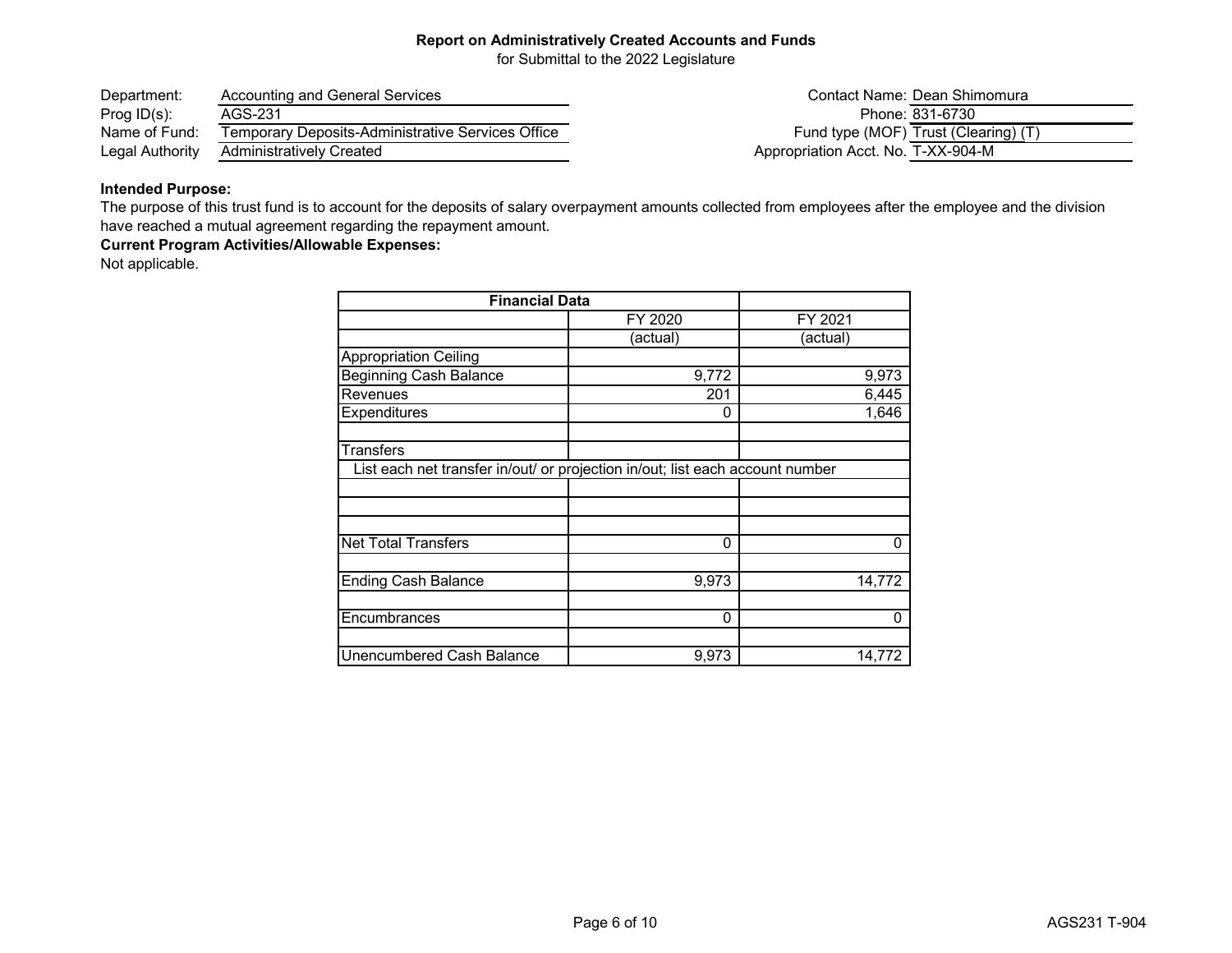**Report on Administratively Created Accounts and Funds**
for Submittal to the 2022 Legislature

| | | | |
|---|---|---|---|
| Department: | Accounting and General Services | Contact Name: | Dean Shimomura |
| Prog ID(s): | AGS-231 | Phone: | 831-6730 |
| Name of Fund: | Temporary Deposits-Administrative Services Office | Fund type (MOF) | Trust (Clearing) (T) |
| Legal Authority | Administratively Created | Appropriation Acct. No. | T-XX-904-M |

**Intended Purpose:**
The purpose of this trust fund is to account for the deposits of salary overpayment amounts collected from employees after the employee and the division have reached a mutual agreement regarding the repayment amount.

**Current Program Activities/Allowable Expenses:**
Not applicable.

| Financial Data | FY 2020 (actual) | FY 2021 (actual) |
|---|---|---|
| Appropriation Ceiling | | |
| Beginning Cash Balance | 9,772 | 9,973 |
| Revenues | 201 | 6,445 |
| Expenditures | 0 | 1,646 |
| | | |
| Transfers | | |
| List each net transfer in/out/ or projection in/out; list each account number | | |
| | | |
| | | |
| | | |
| Net Total Transfers | 0 | 0 |
| | | |
| Ending Cash Balance | 9,973 | 14,772 |
| | | |
| Encumbrances | 0 | 0 |
| | | |
| Unencumbered Cash Balance | 9,973 | 14,772 |

AGS231 T-904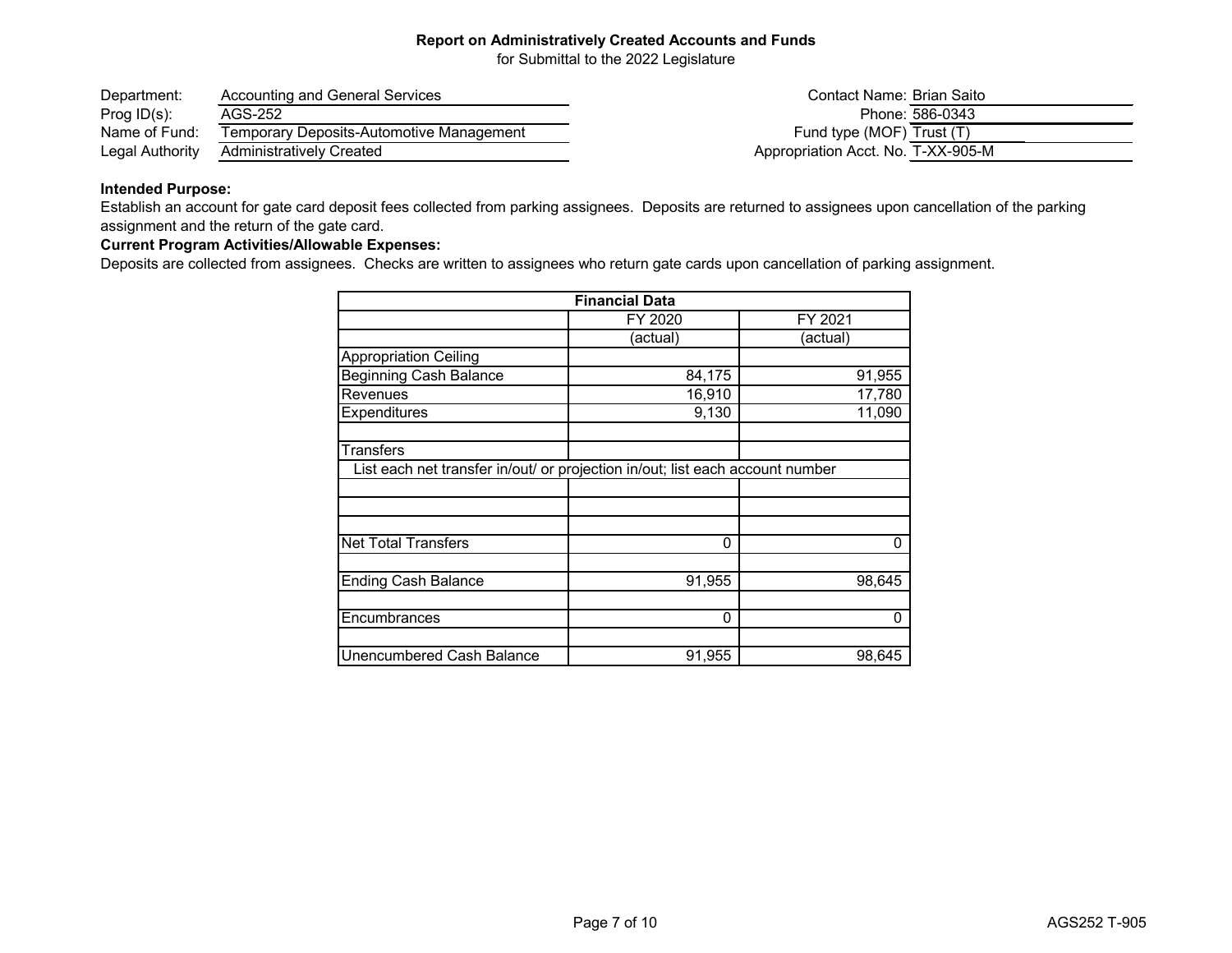**Report on Administratively Created Accounts and Funds**
for Submittal to the 2022 Legislature

| | | | |
|---|---|---|---|
| Department: | Accounting and General Services | Contact Name: | Brian Saito |
| Prog ID(s): | AGS-252 | Phone: | 586-0343 |
| Name of Fund: | Temporary Deposits-Automotive Management | Fund type (MOF) | Trust (T) |
| Legal Authority | Administratively Created | Appropriation Acct. No. | T-XX-905-M |

**Intended Purpose:**
Establish an account for gate card deposit fees collected from parking assignees. Deposits are returned to assignees upon cancellation of the parking assignment and the return of the gate card.

**Current Program Activities/Allowable Expenses:**
Deposits are collected from assignees. Checks are written to assignees who return gate cards upon cancellation of parking assignment.

| Financial Data | | |
|---|---|---|
| | FY 2020 | FY 2021 |
| | (actual) | (actual) |
| Appropriation Ceiling | | |
| Beginning Cash Balance | 84,175 | 91,955 |
| Revenues | 16,910 | 17,780 |
| Expenditures | 9,130 | 11,090 |
| | | |
| Transfers | | |
| List each net transfer in/out/ or projection in/out; list each account number | | |
| | | |
| | | |
| | | |
| Net Total Transfers | 0 | 0 |
| | | |
| Ending Cash Balance | 91,955 | 98,645 |
| | | |
| Encumbrances | 0 | 0 |
| | | |
| Unencumbered Cash Balance | 91,955 | 98,645 |

AGS252 T-905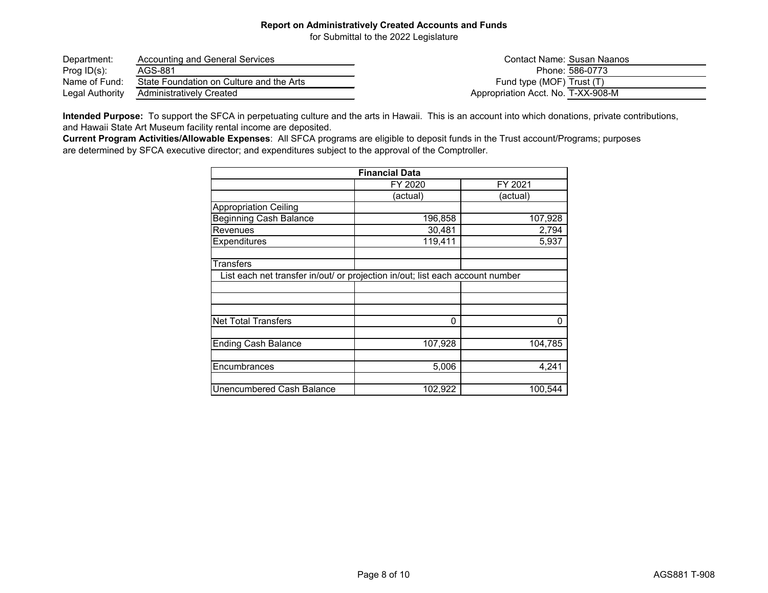**Report on Administratively Created Accounts and Funds**
for Submittal to the 2022 Legislature

| | | | |
|---|---|---|---|
| Department: | Accounting and General Services | Contact Name: | Susan Naanos |
| Prog ID(s): | AGS-881 | Phone: | 586-0773 |
| Name of Fund: | State Foundation on Culture and the Arts | Fund type (MOF) | Trust (T) |
| Legal Authority | Administratively Created | Appropriation Acct. No. | T-XX-908-M |

**Intended Purpose:** To support the SFCA in perpetuating culture and the arts in Hawaii. This is an account into which donations, private contributions, and Hawaii State Art Museum facility rental income are deposited.

**Current Program Activities/Allowable Expenses**: All SFCA programs are eligible to deposit funds in the Trust account/Programs; purposes are determined by SFCA executive director; and expenditures subject to the approval of the Comptroller.

| Financial Data | | |
|---|---|---|
| | FY 2020 | FY 2021 |
| | (actual) | (actual) |
| Appropriation Ceiling | | |
| Beginning Cash Balance | 196,858 | 107,928 |
| Revenues | 30,481 | 2,794 |
| Expenditures | 119,411 | 5,937 |
| | | |
| Transfers | | |
| List each net transfer in/out/ or projection in/out; list each account number | | |
| | | |
| | | |
| | | |
| Net Total Transfers | 0 | 0 |
| | | |
| Ending Cash Balance | 107,928 | 104,785 |
| | | |
| Encumbrances | 5,006 | 4,241 |
| | | |
| Unencumbered Cash Balance | 102,922 | 100,544 |

AGS881 T-908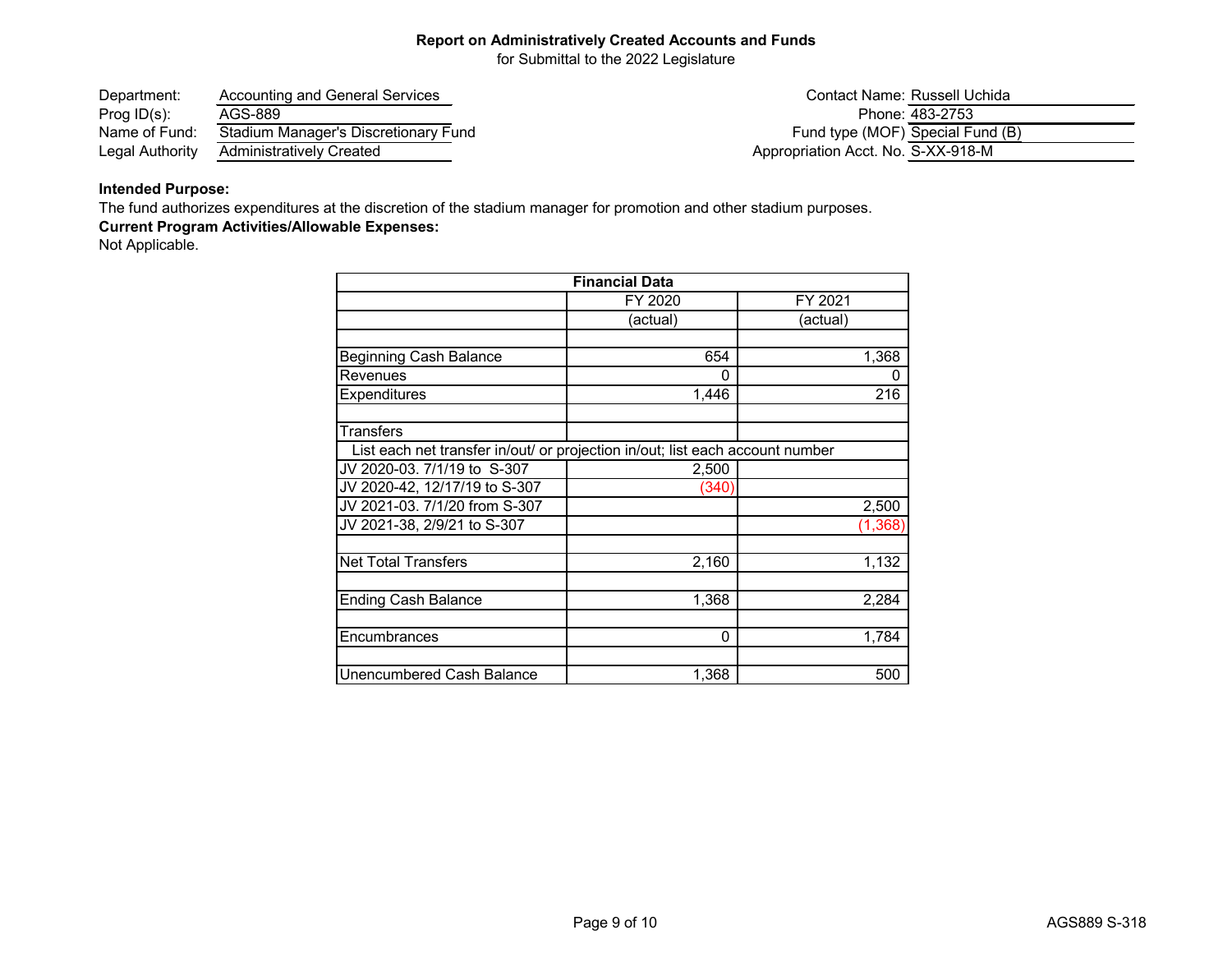**Report on Administratively Created Accounts and Funds**
for Submittal to the 2022 Legislature

Department: Accounting and General Services
Prog ID(s): AGS-889
Name of Fund: Stadium Manager's Discretionary Fund
Legal Authority Administratively Created

Contact Name: Russell Uchida
Phone: 483-2753
Fund type (MOF) Special Fund (B)
Appropriation Acct. No. S-XX-918-M

**Intended Purpose:**
The fund authorizes expenditures at the discretion of the stadium manager for promotion and other stadium purposes.
**Current Program Activities/Allowable Expenses:**
Not Applicable.

| Financial Data | | |
|---|---|---|
| | FY 2020 | FY 2021 |
| | (actual) | (actual) |
| | | |
| Beginning Cash Balance | 654 | 1,368 |
| Revenues | 0 | 0 |
| Expenditures | 1,446 | 216 |
| | | |
| Transfers | | |
| List each net transfer in/out/ or projection in/out; list each account number | | |
| JV 2020-03. 7/1/19 to S-307 | 2,500 | |
| JV 2020-42, 12/17/19 to S-307 | (340) | |
| JV 2021-03. 7/1/20 from S-307 | | 2,500 |
| JV 2021-38, 2/9/21 to S-307 | | (1,368) |
| | | |
| Net Total Transfers | 2,160 | 1,132 |
| | | |
| Ending Cash Balance | 1,368 | 2,284 |
| | | |
| Encumbrances | 0 | 1,784 |
| | | |
| Unencumbered Cash Balance | 1,368 | 500 |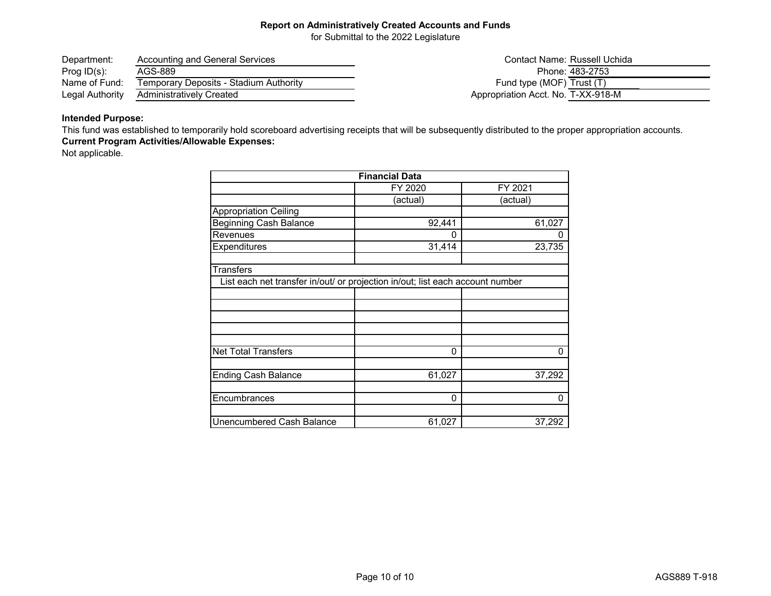**Report on Administratively Created Accounts and Funds**
for Submittal to the 2022 Legislature

Department: Accounting and General Services
Prog ID(s): AGS-889
Name of Fund: Temporary Deposits - Stadium Authority
Legal Authority: Administratively Created

Contact Name: Russell Uchida
Phone: 483-2753
Fund type (MOF): Trust (T)
Appropriation Acct. No. T-XX-918-M

**Intended Purpose:**
This fund was established to temporarily hold scoreboard advertising receipts that will be subsequently distributed to the proper appropriation accounts.
**Current Program Activities/Allowable Expenses:**
Not applicable.

| Financial Data | | |
|---|---|---|
| | FY 2020 | FY 2021 |
| | (actual) | (actual) |
| Appropriation Ceiling | | |
| Beginning Cash Balance | 92,441 | 61,027 |
| Revenues | 0 | 0 |
| Expenditures | 31,414 | 23,735 |
| | | |
| Transfers | | |
| List each net transfer in/out/ or projection in/out; list each account number | | |
| | | |
| | | |
| | | |
| | | |
| | | |
| Net Total Transfers | 0 | 0 |
| | | |
| Ending Cash Balance | 61,027 | 37,292 |
| | | |
| Encumbrances | 0 | 0 |
| | | |
| Unencumbered Cash Balance | 61,027 | 37,292 |

AGS889 T-918